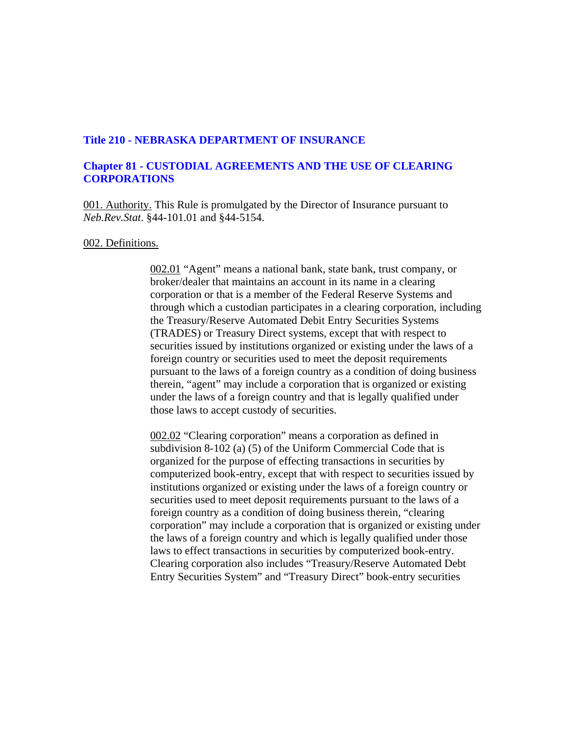## Title 210 - NEBRASKA DEPARTMENT OF INSURANCE

## Chapter 81 - CUSTODIAL AGREEMENTS AND THE USE OF CLEARING CORPORATIONS

001. Authority. This Rule is promulgated by the Director of Insurance pursuant to *Neb.Rev.Stat*. §44-101.01 and §44-5154.

002. Definitions.

002.01 "Agent" means a national bank, state bank, trust company, or broker/dealer that maintains an account in its name in a clearing corporation or that is a member of the Federal Reserve Systems and through which a custodian participates in a clearing corporation, including the Treasury/Reserve Automated Debit Entry Securities Systems (TRADES) or Treasury Direct systems, except that with respect to securities issued by institutions organized or existing under the laws of a foreign country or securities used to meet the deposit requirements pursuant to the laws of a foreign country as a condition of doing business therein, "agent" may include a corporation that is organized or existing under the laws of a foreign country and that is legally qualified under those laws to accept custody of securities.

002.02 "Clearing corporation" means a corporation as defined in subdivision 8-102 (a) (5) of the Uniform Commercial Code that is organized for the purpose of effecting transactions in securities by computerized book-entry, except that with respect to securities issued by institutions organized or existing under the laws of a foreign country or securities used to meet deposit requirements pursuant to the laws of a foreign country as a condition of doing business therein, "clearing corporation" may include a corporation that is organized or existing under the laws of a foreign country and which is legally qualified under those laws to effect transactions in securities by computerized book-entry. Clearing corporation also includes "Treasury/Reserve Automated Debt Entry Securities System" and "Treasury Direct" book-entry securities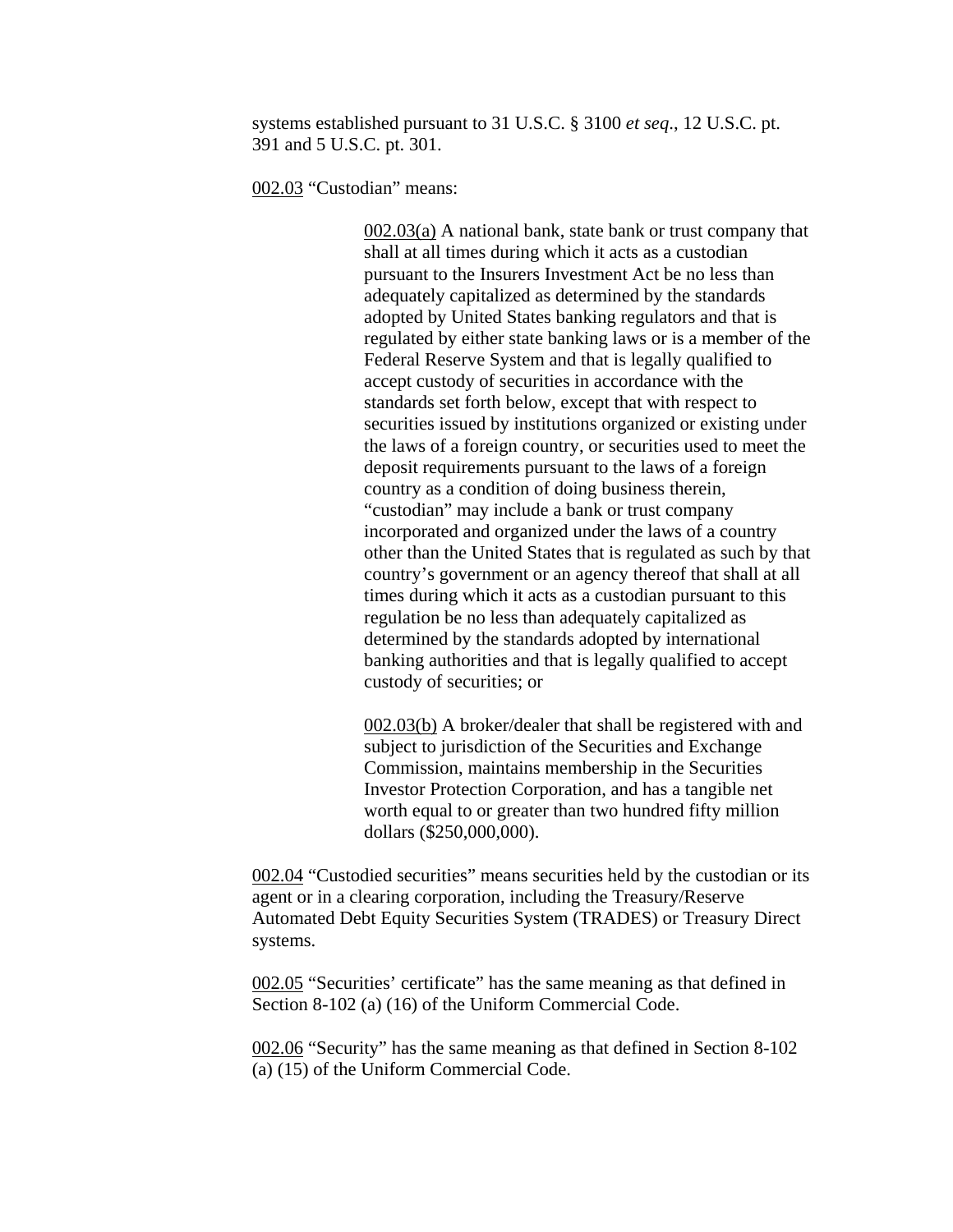systems established pursuant to 31 U.S.C. § 3100 *et seq*., 12 U.S.C. pt. 391 and 5 U.S.C. pt. 301.

<u>002.03</u> “Custodian” means:

> <u>002.03(a)</u> A national bank, state bank or trust company that shall at all times during which it acts as a custodian pursuant to the Insurers Investment Act be no less than adequately capitalized as determined by the standards adopted by United States banking regulators and that is regulated by either state banking laws or is a member of the Federal Reserve System and that is legally qualified to accept custody of securities in accordance with the standards set forth below, except that with respect to securities issued by institutions organized or existing under the laws of a foreign country, or securities used to meet the deposit requirements pursuant to the laws of a foreign country as a condition of doing business therein, “custodian” may include a bank or trust company incorporated and organized under the laws of a country other than the United States that is regulated as such by that country’s government or an agency thereof that shall at all times during which it acts as a custodian pursuant to this regulation be no less than adequately capitalized as determined by the standards adopted by international banking authorities and that is legally qualified to accept custody of securities; or
>
> <u>002.03(b)</u> A broker/dealer that shall be registered with and subject to jurisdiction of the Securities and Exchange Commission, maintains membership in the Securities Investor Protection Corporation, and has a tangible net worth equal to or greater than two hundred fifty million dollars ($250,000,000).

<u>002.04</u> “Custodied securities” means securities held by the custodian or its agent or in a clearing corporation, including the Treasury/Reserve Automated Debt Equity Securities System (TRADES) or Treasury Direct systems.

<u>002.05</u> “Securities’ certificate” has the same meaning as that defined in Section 8-102 (a) (16) of the Uniform Commercial Code.

<u>002.06</u> “Security” has the same meaning as that defined in Section 8-102 (a) (15) of the Uniform Commercial Code.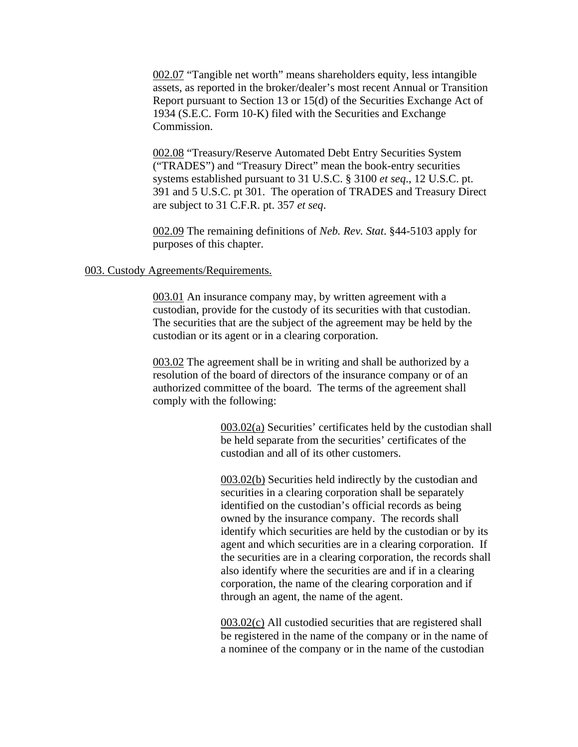<u>002.07</u> "Tangible net worth" means shareholders equity, less intangible assets, as reported in the broker/dealer's most recent Annual or Transition Report pursuant to Section 13 or 15(d) of the Securities Exchange Act of 1934 (S.E.C. Form 10-K) filed with the Securities and Exchange Commission.

<u>002.08</u> "Treasury/Reserve Automated Debt Entry Securities System ("TRADES") and "Treasury Direct" mean the book-entry securities systems established pursuant to 31 U.S.C. § 3100 *et seq*., 12 U.S.C. pt. 391 and 5 U.S.C. pt 301. The operation of TRADES and Treasury Direct are subject to 31 C.F.R. pt. 357 *et seq*.

<u>002.09</u> The remaining definitions of *Neb. Rev. Stat*. §44-5103 apply for purposes of this chapter.

<u>003. Custody Agreements/Requirements.</u>

<u>003.01</u> An insurance company may, by written agreement with a custodian, provide for the custody of its securities with that custodian. The securities that are the subject of the agreement may be held by the custodian or its agent or in a clearing corporation.

<u>003.02</u> The agreement shall be in writing and shall be authorized by a resolution of the board of directors of the insurance company or of an authorized committee of the board. The terms of the agreement shall comply with the following:

<u>003.02(a)</u> Securities' certificates held by the custodian shall be held separate from the securities' certificates of the custodian and all of its other customers.

<u>003.02(b)</u> Securities held indirectly by the custodian and securities in a clearing corporation shall be separately identified on the custodian's official records as being owned by the insurance company. The records shall identify which securities are held by the custodian or by its agent and which securities are in a clearing corporation. If the securities are in a clearing corporation, the records shall also identify where the securities are and if in a clearing corporation, the name of the clearing corporation and if through an agent, the name of the agent.

<u>003.02(c)</u> All custodied securities that are registered shall be registered in the name of the company or in the name of a nominee of the company or in the name of the custodian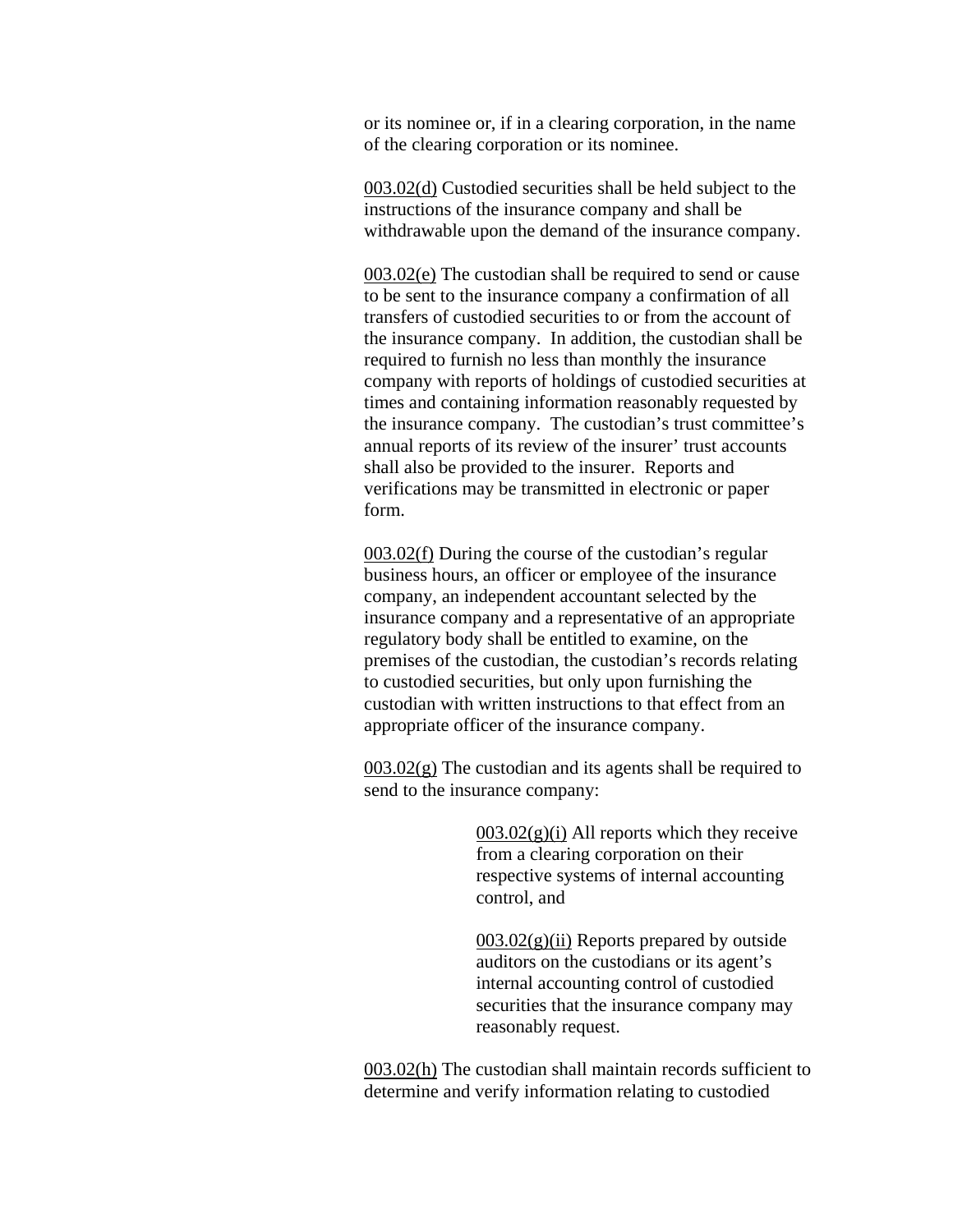or its nominee or, if in a clearing corporation, in the name of the clearing corporation or its nominee.

003.02(d) Custodied securities shall be held subject to the instructions of the insurance company and shall be withdrawable upon the demand of the insurance company.

003.02(e) The custodian shall be required to send or cause to be sent to the insurance company a confirmation of all transfers of custodied securities to or from the account of the insurance company. In addition, the custodian shall be required to furnish no less than monthly the insurance company with reports of holdings of custodied securities at times and containing information reasonably requested by the insurance company. The custodian's trust committee's annual reports of its review of the insurer' trust accounts shall also be provided to the insurer. Reports and verifications may be transmitted in electronic or paper form.

003.02(f) During the course of the custodian's regular business hours, an officer or employee of the insurance company, an independent accountant selected by the insurance company and a representative of an appropriate regulatory body shall be entitled to examine, on the premises of the custodian, the custodian's records relating to custodied securities, but only upon furnishing the custodian with written instructions to that effect from an appropriate officer of the insurance company.

003.02(g) The custodian and its agents shall be required to send to the insurance company:

> 003.02(g)(i) All reports which they receive from a clearing corporation on their respective systems of internal accounting control, and
>
> 003.02(g)(ii) Reports prepared by outside auditors on the custodians or its agent's internal accounting control of custodied securities that the insurance company may reasonably request.

003.02(h) The custodian shall maintain records sufficient to determine and verify information relating to custodied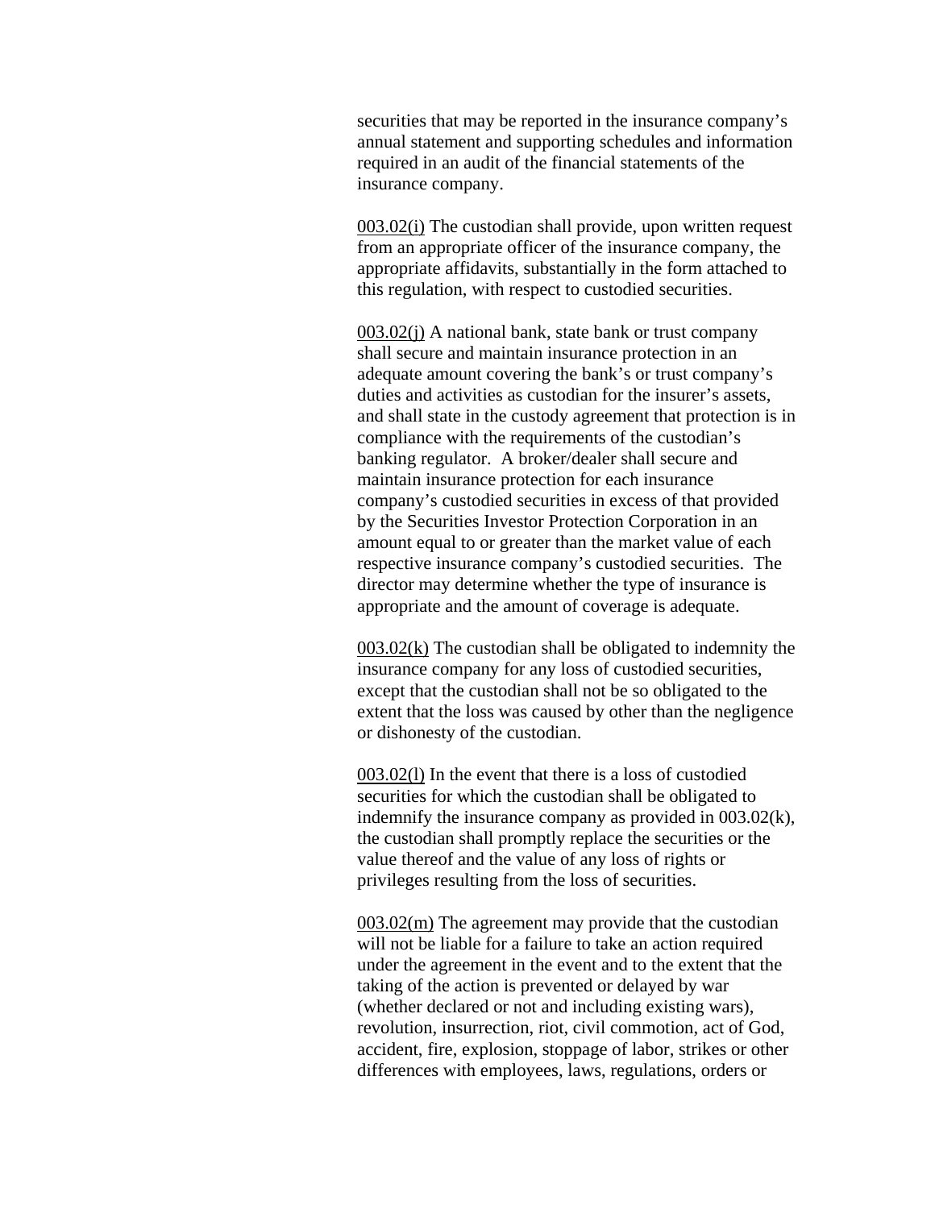securities that may be reported in the insurance company's annual statement and supporting schedules and information required in an audit of the financial statements of the insurance company.

003.02(i) The custodian shall provide, upon written request from an appropriate officer of the insurance company, the appropriate affidavits, substantially in the form attached to this regulation, with respect to custodied securities.

003.02(j) A national bank, state bank or trust company shall secure and maintain insurance protection in an adequate amount covering the bank's or trust company's duties and activities as custodian for the insurer's assets, and shall state in the custody agreement that protection is in compliance with the requirements of the custodian's banking regulator. A broker/dealer shall secure and maintain insurance protection for each insurance company's custodied securities in excess of that provided by the Securities Investor Protection Corporation in an amount equal to or greater than the market value of each respective insurance company's custodied securities. The director may determine whether the type of insurance is appropriate and the amount of coverage is adequate.

003.02(k) The custodian shall be obligated to indemnity the insurance company for any loss of custodied securities, except that the custodian shall not be so obligated to the extent that the loss was caused by other than the negligence or dishonesty of the custodian.

003.02(l) In the event that there is a loss of custodied securities for which the custodian shall be obligated to indemnify the insurance company as provided in 003.02(k), the custodian shall promptly replace the securities or the value thereof and the value of any loss of rights or privileges resulting from the loss of securities.

003.02(m) The agreement may provide that the custodian will not be liable for a failure to take an action required under the agreement in the event and to the extent that the taking of the action is prevented or delayed by war (whether declared or not and including existing wars), revolution, insurrection, riot, civil commotion, act of God, accident, fire, explosion, stoppage of labor, strikes or other differences with employees, laws, regulations, orders or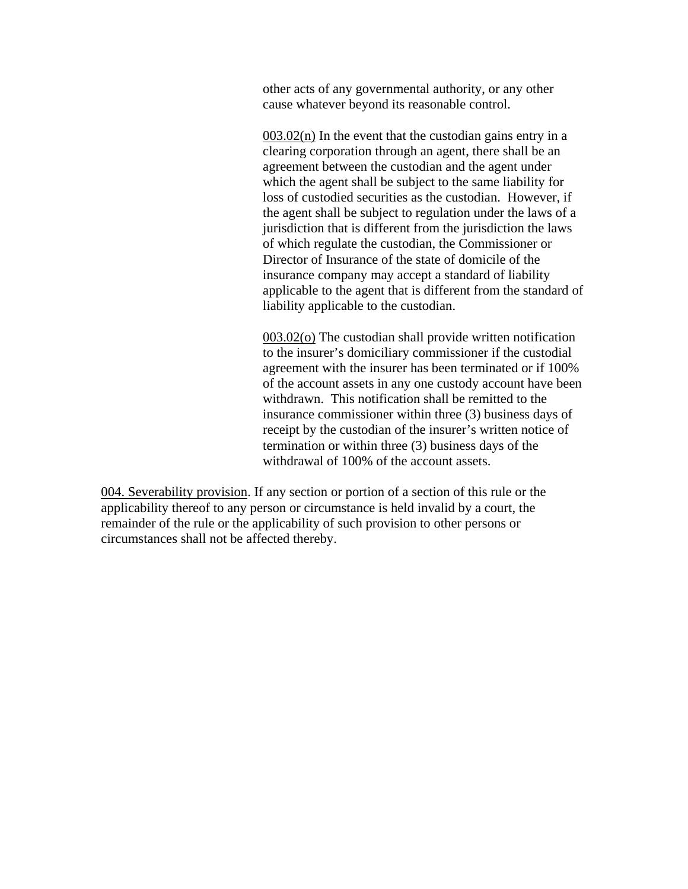other acts of any governmental authority, or any other cause whatever beyond its reasonable control.

<u>003.02(n)</u> In the event that the custodian gains entry in a clearing corporation through an agent, there shall be an agreement between the custodian and the agent under which the agent shall be subject to the same liability for loss of custodied securities as the custodian. However, if the agent shall be subject to regulation under the laws of a jurisdiction that is different from the jurisdiction the laws of which regulate the custodian, the Commissioner or Director of Insurance of the state of domicile of the insurance company may accept a standard of liability applicable to the agent that is different from the standard of liability applicable to the custodian.

<u>003.02(o)</u> The custodian shall provide written notification to the insurer's domiciliary commissioner if the custodial agreement with the insurer has been terminated or if 100% of the account assets in any one custody account have been withdrawn. This notification shall be remitted to the insurance commissioner within three (3) business days of receipt by the custodian of the insurer's written notice of termination or within three (3) business days of the withdrawal of 100% of the account assets.

<u>004. Severability provision</u>. If any section or portion of a section of this rule or the applicability thereof to any person or circumstance is held invalid by a court, the remainder of the rule or the applicability of such provision to other persons or circumstances shall not be affected thereby.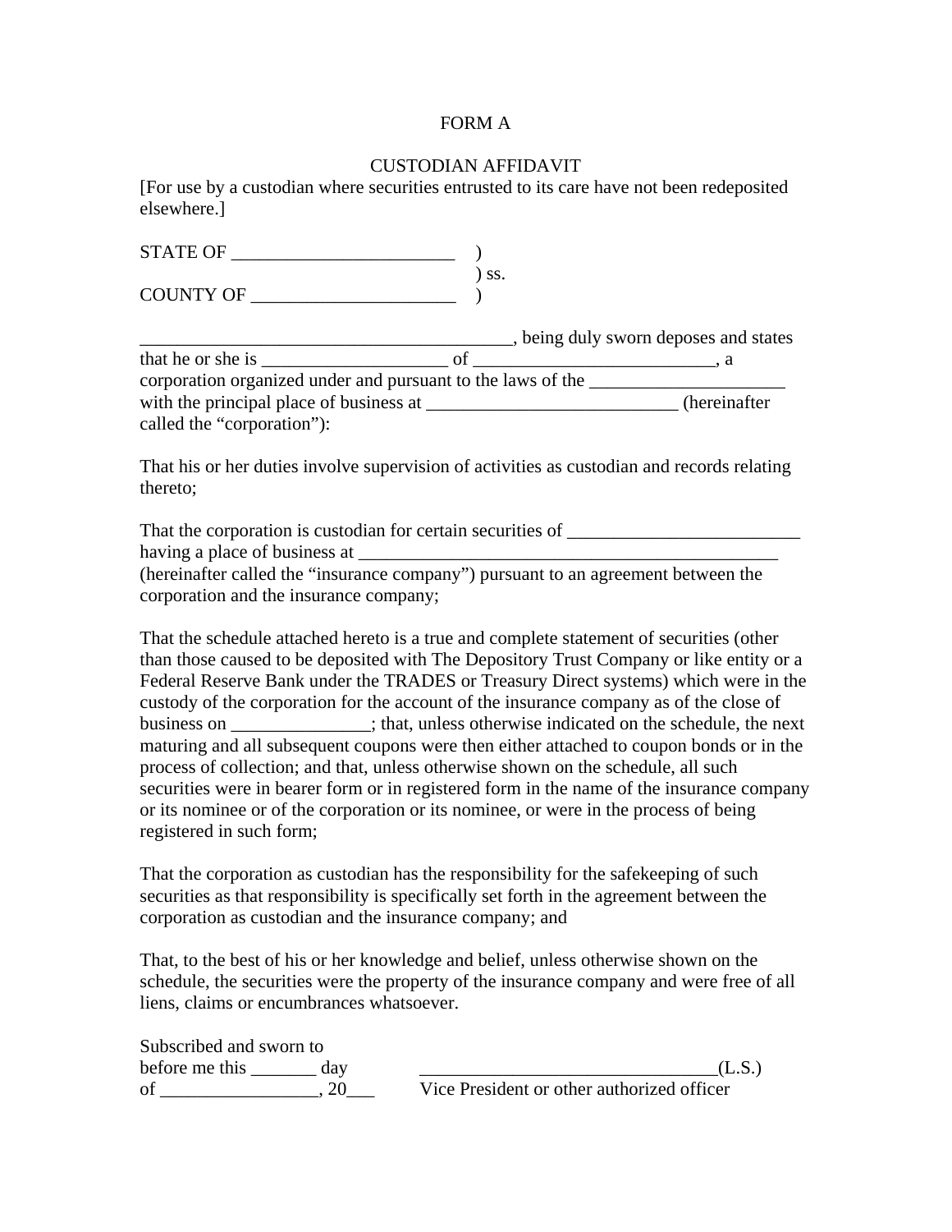FORM A

CUSTODIAN AFFIDAVIT

[For use by a custodian where securities entrusted to its care have not been redeposited elsewhere.]

STATE OF ________________________ )
) ss.
COUNTY OF ______________________ )

_________________________________________, being duly sworn deposes and states that he or she is ____________________ of __________________________, a corporation organized under and pursuant to the laws of the _____________________ with the principal place of business at ___________________________ (hereinafter called the "corporation"):

That his or her duties involve supervision of activities as custodian and records relating thereto;

That the corporation is custodian for certain securities of _________________________ having a place of business at _______________________________________________ (hereinafter called the "insurance company") pursuant to an agreement between the corporation and the insurance company;

That the schedule attached hereto is a true and complete statement of securities (other than those caused to be deposited with The Depository Trust Company or like entity or a Federal Reserve Bank under the TRADES or Treasury Direct systems) which were in the custody of the corporation for the account of the insurance company as of the close of business on _______________; that, unless otherwise indicated on the schedule, the next maturing and all subsequent coupons were then either attached to coupon bonds or in the process of collection; and that, unless otherwise shown on the schedule, all such securities were in bearer form or in registered form in the name of the insurance company or its nominee or of the corporation or its nominee, or were in the process of being registered in such form;

That the corporation as custodian has the responsibility for the safekeeping of such securities as that responsibility is specifically set forth in the agreement between the corporation as custodian and the insurance company; and

That, to the best of his or her knowledge and belief, unless otherwise shown on the schedule, the securities were the property of the insurance company and were free of all liens, claims or encumbrances whatsoever.

Subscribed and sworn to
before me this _______ day
of _________________, 20___

________________________________(L.S.)
Vice President or other authorized officer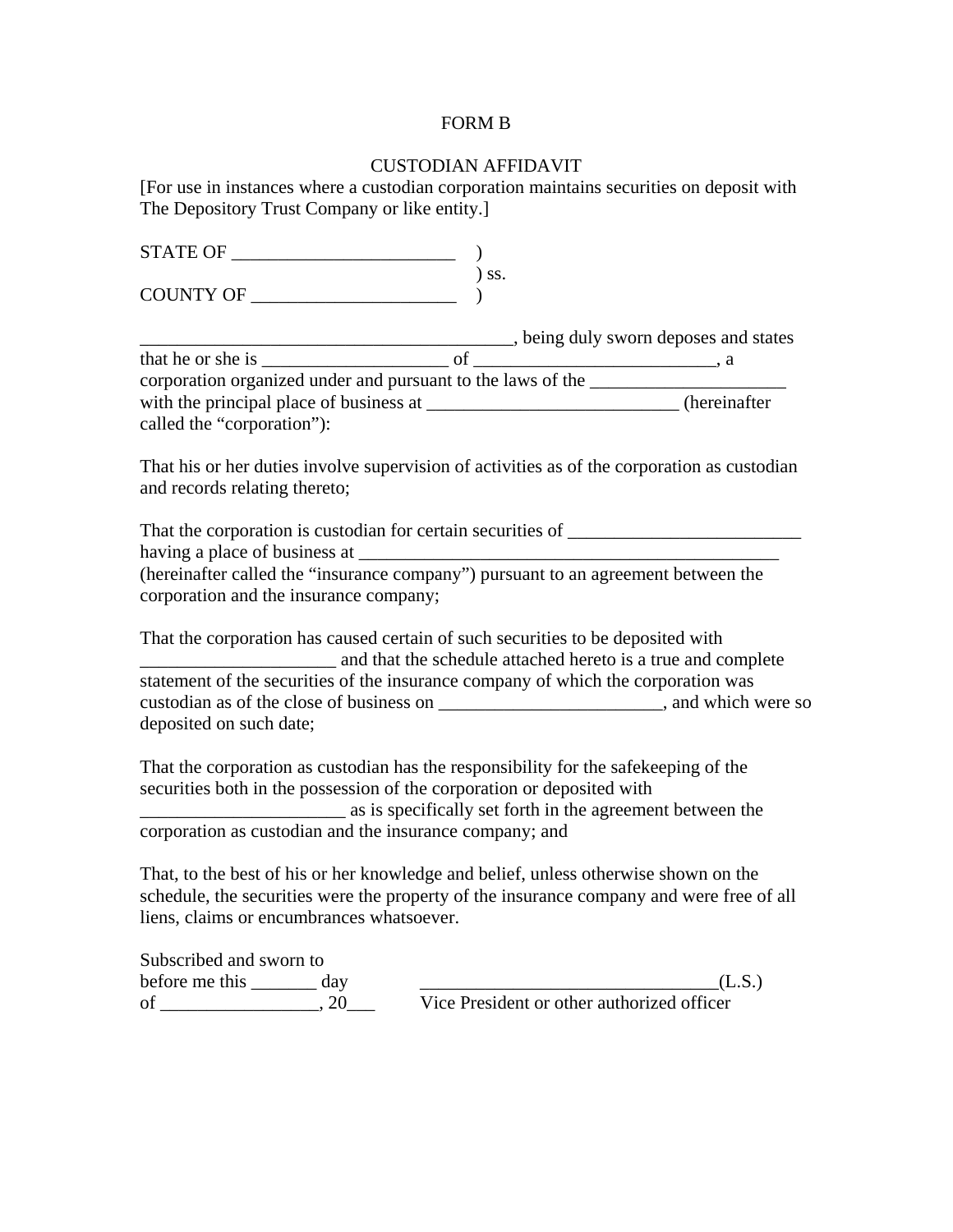FORM B

CUSTODIAN AFFIDAVIT

[For use in instances where a custodian corporation maintains securities on deposit with The Depository Trust Company or like entity.]

STATE OF ________________________ )
) ss.
COUNTY OF ______________________ )

________________________________________, being duly sworn deposes and states that he or she is ____________________ of __________________________, a corporation organized under and pursuant to the laws of the _____________________ with the principal place of business at ___________________________ (hereinafter called the "corporation"):

That his or her duties involve supervision of activities as of the corporation as custodian and records relating thereto;

That the corporation is custodian for certain securities of _________________________ having a place of business at ______________________________________________ (hereinafter called the "insurance company") pursuant to an agreement between the corporation and the insurance company;

That the corporation has caused certain of such securities to be deposited with _____________________ and that the schedule attached hereto is a true and complete statement of the securities of the insurance company of which the corporation was custodian as of the close of business on ________________________, and which were so deposited on such date;

That the corporation as custodian has the responsibility for the safekeeping of the securities both in the possession of the corporation or deposited with ______________________ as is specifically set forth in the agreement between the corporation as custodian and the insurance company; and

That, to the best of his or her knowledge and belief, unless otherwise shown on the schedule, the securities were the property of the insurance company and were free of all liens, claims or encumbrances whatsoever.

Subscribed and sworn to
before me this _______ day
of _________________, 20___

________________________________(L.S.)
Vice President or other authorized officer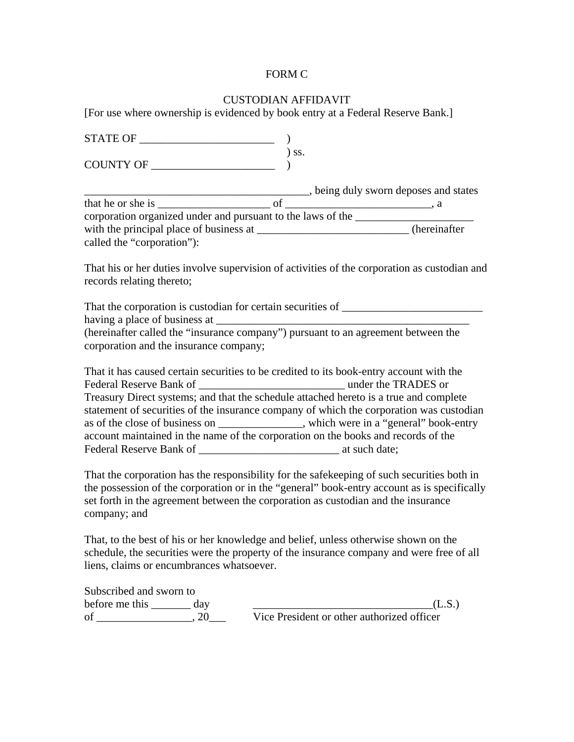FORM C

CUSTODIAN AFFIDAVIT

[For use where ownership is evidenced by book entry at a Federal Reserve Bank.]

STATE OF ________________________ )
) ss.
COUNTY OF ______________________ )

________________________________________, being duly sworn deposes and states that he or she is ____________________ of __________________________, a corporation organized under and pursuant to the laws of the _____________________ with the principal place of business at ___________________________ (hereinafter called the "corporation"):

That his or her duties involve supervision of activities of the corporation as custodian and records relating thereto;

That the corporation is custodian for certain securities of _________________________ having a place of business at _______________________________________________ (hereinafter called the "insurance company") pursuant to an agreement between the corporation and the insurance company;

That it has caused certain securities to be credited to its book-entry account with the Federal Reserve Bank of _________________________ under the TRADES or Treasury Direct systems; and that the schedule attached hereto is a true and complete statement of securities of the insurance company of which the corporation was custodian as of the close of business on _______________, which were in a "general" book-entry account maintained in the name of the corporation on the books and records of the Federal Reserve Bank of _________________________ at such date;

That the corporation has the responsibility for the safekeeping of such securities both in the possession of the corporation or in the "general" book-entry account as is specifically set forth in the agreement between the corporation as custodian and the insurance company; and

That, to the best of his or her knowledge and belief, unless otherwise shown on the schedule, the securities were the property of the insurance company and were free of all liens, claims or encumbrances whatsoever.

Subscribed and sworn to
before me this _______ day
of _________________, 20___

________________________________(L.S.)
Vice President or other authorized officer